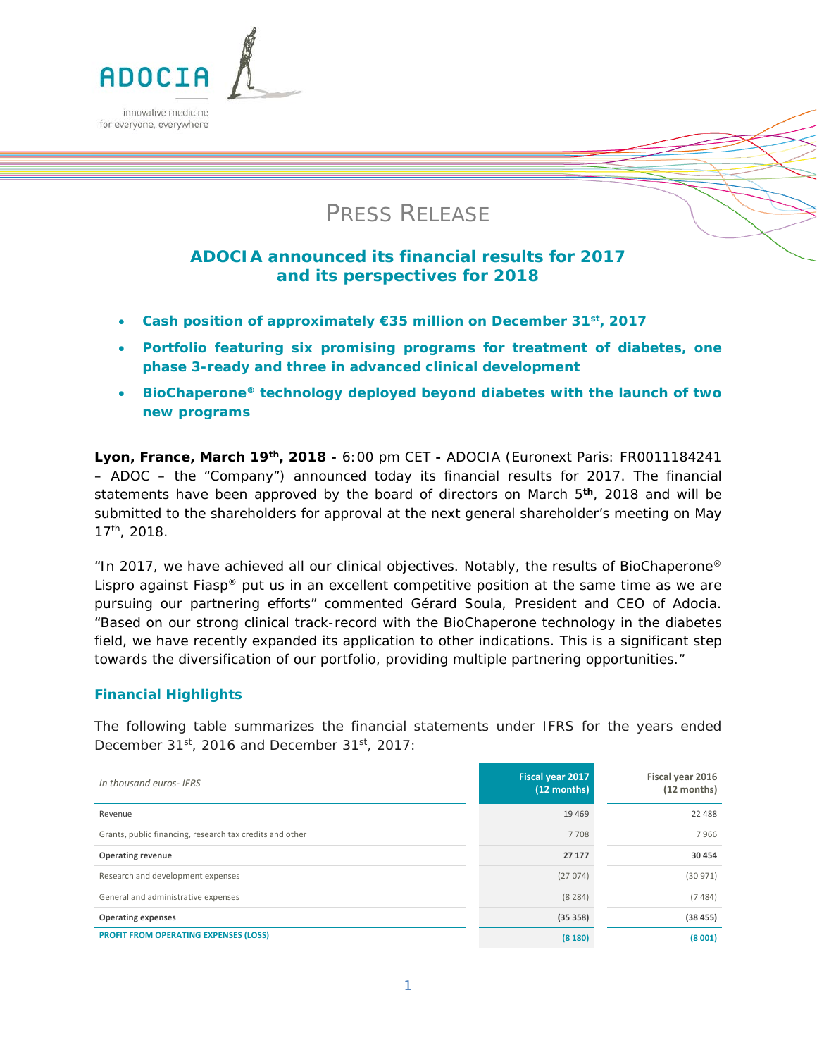ADOCIA

innovative medicine for everyone, everywhere

# PRESS RELEASE

## ADOCIA announced its financial results for 2017 and its perspectives for 2018

- **Cash position of approximately €35 million on December 31st, 2017**
- **Portfolio featuring six promising programs for treatment of diabetes, one phase 3-ready and three in advanced clinical development**
- **BioChaperone® technology deployed beyond diabetes with the launch of two new programs**

**Lyon, France, March 19th, 2018 -** 6:00 pm CET **-** ADOCIA (Euronext Paris: FR0011184241 – ADOC – the "Company") announced today its financial results for 2017. The financial statements have been approved by the board of directors on March 5th, 2018 and will be submitted to the shareholders for approval at the next general shareholder's meeting on May 17th, 2018.

"In 2017, we have achieved all our clinical objectives. Notably, the results of BioChaperone® Lispro against Fiasp® put us in an excellent competitive position at the same time as we are pursuing our partnering efforts" commented Gérard Soula, President and CEO of Adocia. "Based on our strong clinical track-record with the BioChaperone technology in the diabetes field, we have recently expanded its application to other indications. This is a significant step towards the diversification of our portfolio, providing multiple partnering opportunities."

### Financial Highlights

The following table summarizes the financial statements under IFRS for the years ended December 31st, 2016 and December 31st, 2017:

| *In thousand euros- IFRS* | Fiscal year 2017 (12 months) | Fiscal year 2016 (12 months) |
|---|---|---|
| Revenue | 19 469 | 22 488 |
| Grants, public financing, research tax credits and other | 7 708 | 7 966 |
| **Operating revenue** | **27 177** | **30 454** |
| Research and development expenses | (27 074) | (30 971) |
| General and administrative expenses | (8 284) | (7 484) |
| **Operating expenses** | **(35 358)** | **(38 455)** |
| **PROFIT FROM OPERATING EXPENSES (LOSS)** | **(8 180)** | **(8 001)** |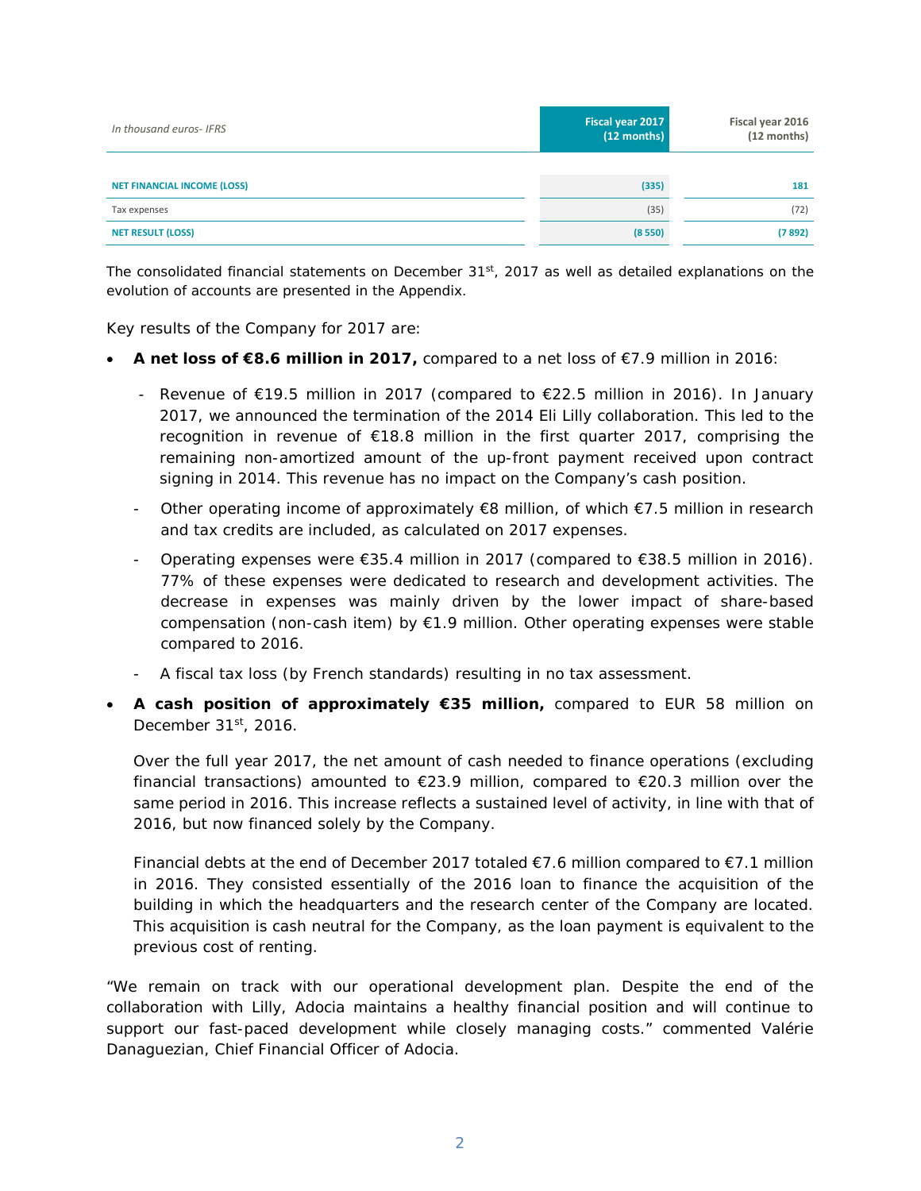| *In thousand euros- IFRS* | Fiscal year 2017 (12 months) | Fiscal year 2016 (12 months) |
|---|---|---|
| **NET FINANCIAL INCOME (LOSS)** | **(335)** | **181** |
| Tax expenses | (35) | (72) |
| **NET RESULT (LOSS)** | **(8 550)** | **(7 892)** |

The consolidated financial statements on December 31st, 2017 as well as detailed explanations on the evolution of accounts are presented in the Appendix.

Key results of the Company for 2017 are:

- **A net loss of €8.6 million in 2017,** compared to a net loss of €7.9 million in 2016:
  - Revenue of €19.5 million in 2017 (compared to €22.5 million in 2016). In January 2017, we announced the termination of the 2014 Eli Lilly collaboration. This led to the recognition in revenue of €18.8 million in the first quarter 2017, comprising the remaining non-amortized amount of the up-front payment received upon contract signing in 2014. This revenue has no impact on the Company's cash position.
  - Other operating income of approximately €8 million, of which €7.5 million in research and tax credits are included, as calculated on 2017 expenses.
  - Operating expenses were €35.4 million in 2017 (compared to €38.5 million in 2016). 77% of these expenses were dedicated to research and development activities. The decrease in expenses was mainly driven by the lower impact of share-based compensation (non-cash item) by €1.9 million. Other operating expenses were stable compared to 2016.
  - A fiscal tax loss (by French standards) resulting in no tax assessment.
- **A cash position of approximately €35 million,** compared to EUR 58 million on December 31st, 2016.

  Over the full year 2017, the net amount of cash needed to finance operations (excluding financial transactions) amounted to €23.9 million, compared to €20.3 million over the same period in 2016. This increase reflects a sustained level of activity, in line with that of 2016, but now financed solely by the Company.

  Financial debts at the end of December 2017 totaled €7.6 million compared to €7.1 million in 2016. They consisted essentially of the 2016 loan to finance the acquisition of the building in which the headquarters and the research center of the Company are located. This acquisition is cash neutral for the Company, as the loan payment is equivalent to the previous cost of renting.

"We remain on track with our operational development plan. Despite the end of the collaboration with Lilly, Adocia maintains a healthy financial position and will continue to support our fast-paced development while closely managing costs." commented Valérie Danaguezian, Chief Financial Officer of Adocia.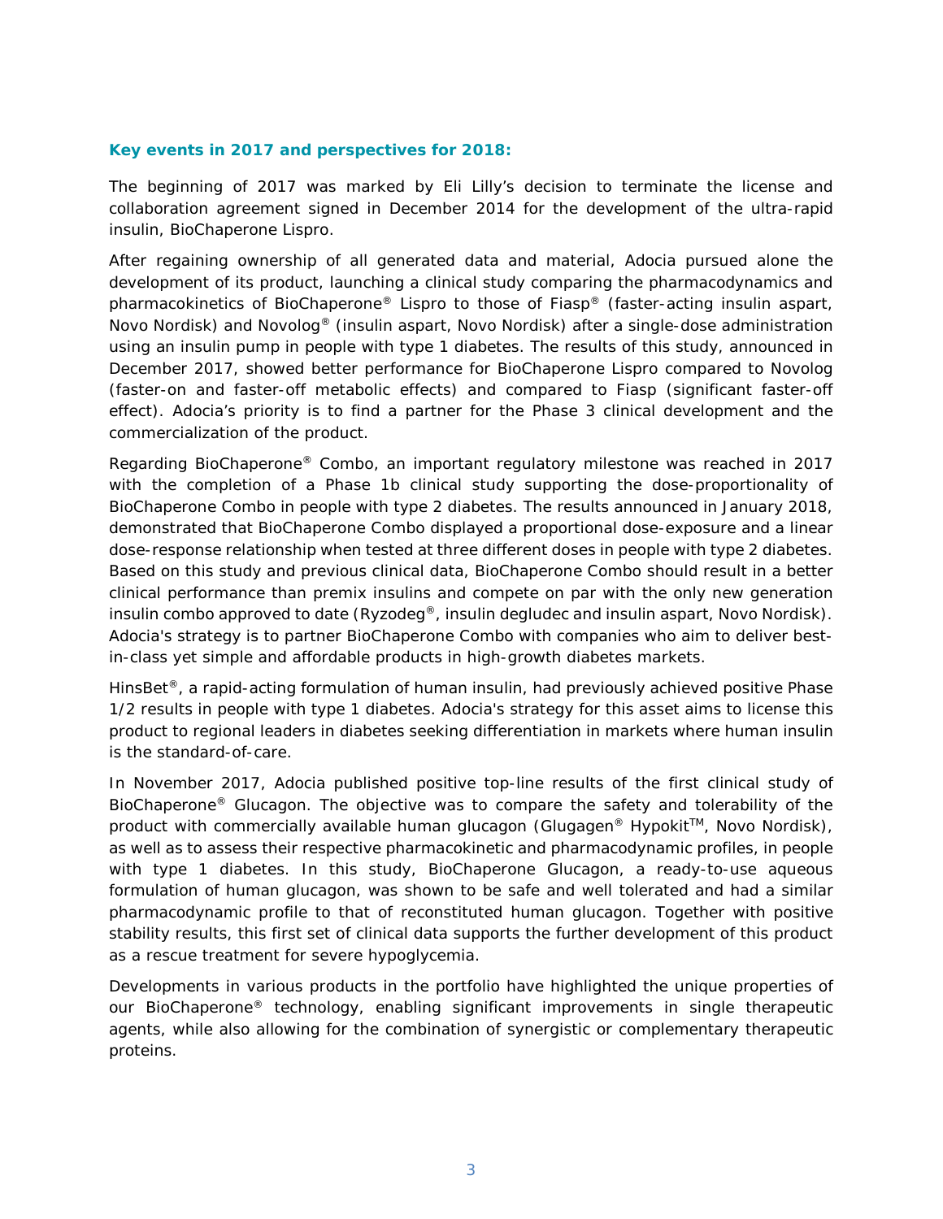**Key events in 2017 and perspectives for 2018:**

The beginning of 2017 was marked by Eli Lilly's decision to terminate the license and collaboration agreement signed in December 2014 for the development of the ultra-rapid insulin, BioChaperone Lispro.

After regaining ownership of all generated data and material, Adocia pursued alone the development of its product, launching a clinical study comparing the pharmacodynamics and pharmacokinetics of BioChaperone® Lispro to those of Fiasp® (faster-acting insulin aspart, Novo Nordisk) and Novolog® (insulin aspart, Novo Nordisk) after a single-dose administration using an insulin pump in people with type 1 diabetes. The results of this study, announced in December 2017, showed better performance for BioChaperone Lispro compared to Novolog (faster-on and faster-off metabolic effects) and compared to Fiasp (significant faster-off effect). Adocia's priority is to find a partner for the Phase 3 clinical development and the commercialization of the product.

Regarding BioChaperone® Combo, an important regulatory milestone was reached in 2017 with the completion of a Phase 1b clinical study supporting the dose-proportionality of BioChaperone Combo in people with type 2 diabetes. The results announced in January 2018, demonstrated that BioChaperone Combo displayed a proportional dose-exposure and a linear dose-response relationship when tested at three different doses in people with type 2 diabetes. Based on this study and previous clinical data, BioChaperone Combo should result in a better clinical performance than premix insulins and compete on par with the only new generation insulin combo approved to date (Ryzodeg®, insulin degludec and insulin aspart, Novo Nordisk). Adocia's strategy is to partner BioChaperone Combo with companies who aim to deliver best-in-class yet simple and affordable products in high-growth diabetes markets.

HinsBet®, a rapid-acting formulation of human insulin, had previously achieved positive Phase 1/2 results in people with type 1 diabetes. Adocia's strategy for this asset aims to license this product to regional leaders in diabetes seeking differentiation in markets where human insulin is the standard-of-care.

In November 2017, Adocia published positive top-line results of the first clinical study of BioChaperone® Glucagon. The objective was to compare the safety and tolerability of the product with commercially available human glucagon (Glugagen® Hypokit™, Novo Nordisk), as well as to assess their respective pharmacokinetic and pharmacodynamic profiles, in people with type 1 diabetes. In this study, BioChaperone Glucagon, a ready-to-use aqueous formulation of human glucagon, was shown to be safe and well tolerated and had a similar pharmacodynamic profile to that of reconstituted human glucagon. Together with positive stability results, this first set of clinical data supports the further development of this product as a rescue treatment for severe hypoglycemia.

Developments in various products in the portfolio have highlighted the unique properties of our BioChaperone® technology, enabling significant improvements in single therapeutic agents, while also allowing for the combination of synergistic or complementary therapeutic proteins.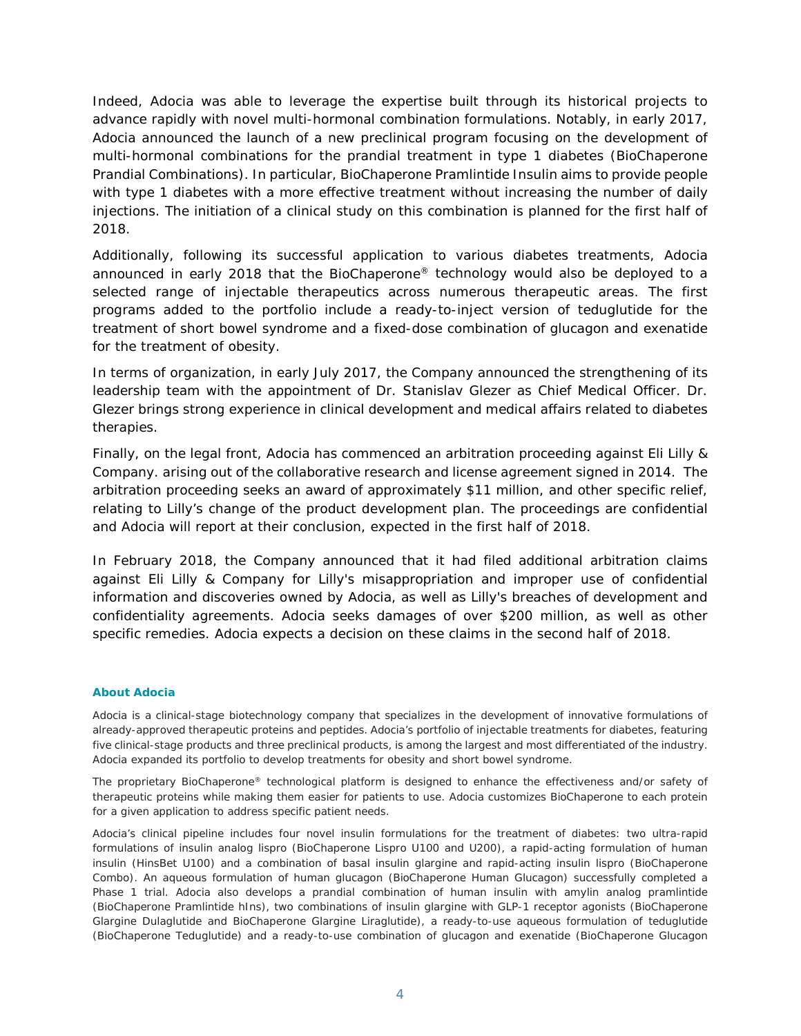Indeed, Adocia was able to leverage the expertise built through its historical projects to advance rapidly with novel multi-hormonal combination formulations. Notably, in early 2017, Adocia announced the launch of a new preclinical program focusing on the development of multi-hormonal combinations for the prandial treatment in type 1 diabetes (BioChaperone Prandial Combinations). In particular, BioChaperone Pramlintide Insulin aims to provide people with type 1 diabetes with a more effective treatment without increasing the number of daily injections. The initiation of a clinical study on this combination is planned for the first half of 2018.

Additionally, following its successful application to various diabetes treatments, Adocia announced in early 2018 that the BioChaperone® technology would also be deployed to a selected range of injectable therapeutics across numerous therapeutic areas. The first programs added to the portfolio include a ready-to-inject version of teduglutide for the treatment of short bowel syndrome and a fixed-dose combination of glucagon and exenatide for the treatment of obesity.

In terms of organization, in early July 2017, the Company announced the strengthening of its leadership team with the appointment of Dr. Stanislav Glezer as Chief Medical Officer. Dr. Glezer brings strong experience in clinical development and medical affairs related to diabetes therapies.

Finally, on the legal front, Adocia has commenced an arbitration proceeding against Eli Lilly & Company. arising out of the collaborative research and license agreement signed in 2014. The arbitration proceeding seeks an award of approximately $11 million, and other specific relief, relating to Lilly's change of the product development plan. The proceedings are confidential and Adocia will report at their conclusion, expected in the first half of 2018.

In February 2018, the Company announced that it had filed additional arbitration claims against Eli Lilly & Company for Lilly's misappropriation and improper use of confidential information and discoveries owned by Adocia, as well as Lilly's breaches of development and confidentiality agreements. Adocia seeks damages of over $200 million, as well as other specific remedies. Adocia expects a decision on these claims in the second half of 2018.

**About Adocia**

Adocia is a clinical-stage biotechnology company that specializes in the development of innovative formulations of already-approved therapeutic proteins and peptides. Adocia's portfolio of injectable treatments for diabetes, featuring five clinical-stage products and three preclinical products, is among the largest and most differentiated of the industry. Adocia expanded its portfolio to develop treatments for obesity and short bowel syndrome.

The proprietary BioChaperone® technological platform is designed to enhance the effectiveness and/or safety of therapeutic proteins while making them easier for patients to use. Adocia customizes BioChaperone to each protein for a given application to address specific patient needs.

Adocia's clinical pipeline includes four novel insulin formulations for the treatment of diabetes: two ultra-rapid formulations of insulin analog lispro (BioChaperone Lispro U100 and U200), a rapid-acting formulation of human insulin (HinsBet U100) and a combination of basal insulin glargine and rapid-acting insulin lispro (BioChaperone Combo). An aqueous formulation of human glucagon (BioChaperone Human Glucagon) successfully completed a Phase 1 trial. Adocia also develops a prandial combination of human insulin with amylin analog pramlintide (BioChaperone Pramlintide hIns), two combinations of insulin glargine with GLP-1 receptor agonists (BioChaperone Glargine Dulaglutide and BioChaperone Glargine Liraglutide), a ready-to-use aqueous formulation of teduglutide (BioChaperone Teduglutide) and a ready-to-use combination of glucagon and exenatide (BioChaperone Glucagon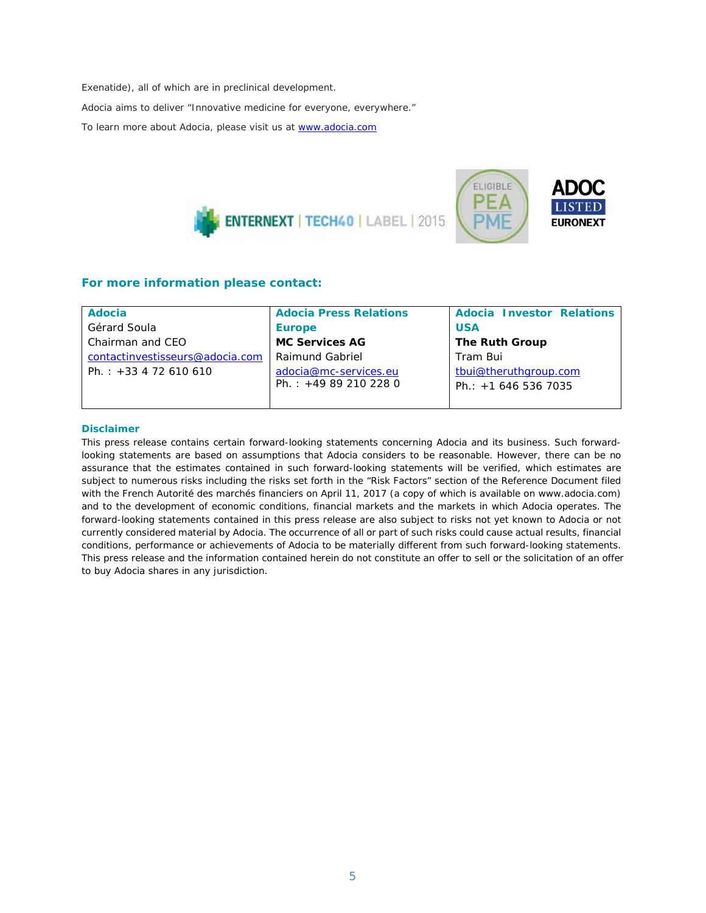Exenatide), all of which are in preclinical development.

Adocia aims to deliver "Innovative medicine for everyone, everywhere."

To learn more about Adocia, please visit us at www.adocia.com

ENTERNEXT | TECH40 | LABEL | 2015

ELIGIBLE PEA PME

ADOC LISTED EURONEXT

## For more information please contact:

| **Adocia** | **Adocia Press Relations Europe** | **Adocia Investor Relations USA** |
|---|---|---|
| Gérard Soula<br>Chairman and CEO<br>contactinvestisseurs@adocia.com<br>Ph. : +33 4 72 610 610 | **MC Services AG**<br>Raimund Gabriel<br>adocia@mc-services.eu<br>Ph. : +49 89 210 228 0 | **The Ruth Group**<br>Tram Bui<br>tbui@theruthgroup.com<br>Ph.: +1 646 536 7035 |

### Disclaimer

This press release contains certain forward-looking statements concerning Adocia and its business. Such forward-looking statements are based on assumptions that Adocia considers to be reasonable. However, there can be no assurance that the estimates contained in such forward-looking statements will be verified, which estimates are subject to numerous risks including the risks set forth in the "Risk Factors" section of the Reference Document filed with the French Autorité des marchés financiers on April 11, 2017 (a copy of which is available on www.adocia.com) and to the development of economic conditions, financial markets and the markets in which Adocia operates. The forward-looking statements contained in this press release are also subject to risks not yet known to Adocia or not currently considered material by Adocia. The occurrence of all or part of such risks could cause actual results, financial conditions, performance or achievements of Adocia to be materially different from such forward-looking statements. This press release and the information contained herein do not constitute an offer to sell or the solicitation of an offer to buy Adocia shares in any jurisdiction.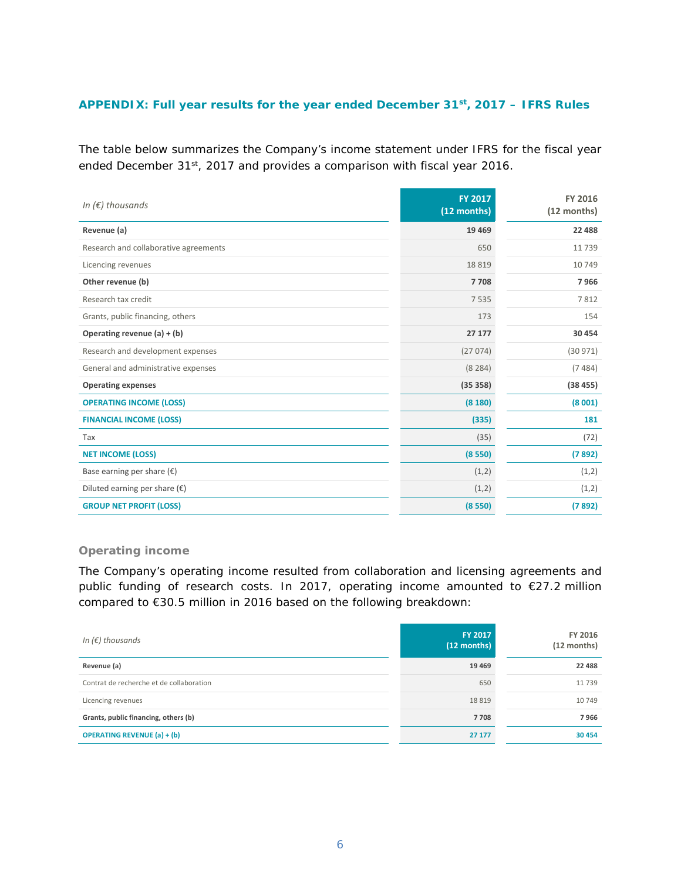## APPENDIX: Full year results for the year ended December 31st, 2017 – IFRS Rules

The table below summarizes the Company's income statement under IFRS for the fiscal year ended December 31st, 2017 and provides a comparison with fiscal year 2016.

| *In (€) thousands* | FY 2017 (12 months) | FY 2016 (12 months) |
|---|---|---|
| **Revenue (a)** | **19 469** | **22 488** |
| Research and collaborative agreements | 650 | 11 739 |
| Licencing revenues | 18 819 | 10 749 |
| **Other revenue (b)** | **7 708** | **7 966** |
| Research tax credit | 7 535 | 7 812 |
| Grants, public financing, others | 173 | 154 |
| **Operating revenue (a) + (b)** | **27 177** | **30 454** |
| Research and development expenses | (27 074) | (30 971) |
| General and administrative expenses | (8 284) | (7 484) |
| **Operating expenses** | **(35 358)** | **(38 455)** |
| **OPERATING INCOME (LOSS)** | **(8 180)** | **(8 001)** |
| **FINANCIAL INCOME (LOSS)** | **(335)** | **181** |
| Tax | (35) | (72) |
| **NET INCOME (LOSS)** | **(8 550)** | **(7 892)** |
| Base earning per share (€) | (1,2) | (1,2) |
| Diluted earning per share (€) | (1,2) | (1,2) |
| **GROUP NET PROFIT (LOSS)** | **(8 550)** | **(7 892)** |

### Operating income

The Company's operating income resulted from collaboration and licensing agreements and public funding of research costs. In 2017, operating income amounted to €27.2 million compared to €30.5 million in 2016 based on the following breakdown:

| *In (€) thousands* | FY 2017 (12 months) | FY 2016 (12 months) |
|---|---|---|
| **Revenue (a)** | **19 469** | **22 488** |
| Contrat de recherche et de collaboration | 650 | 11 739 |
| Licencing revenues | 18 819 | 10 749 |
| **Grants, public financing, others (b)** | **7 708** | **7 966** |
| **OPERATING REVENUE (a) + (b)** | **27 177** | **30 454** |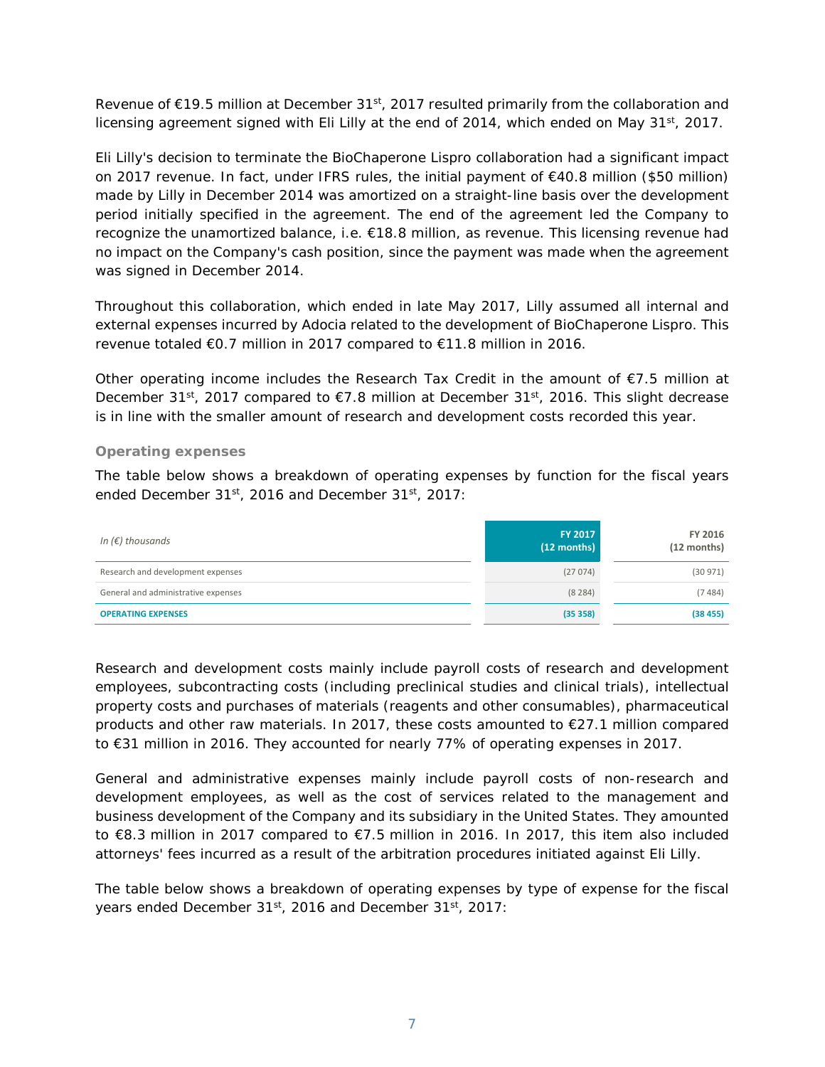Revenue of €19.5 million at December 31st, 2017 resulted primarily from the collaboration and licensing agreement signed with Eli Lilly at the end of 2014, which ended on May 31st, 2017.

Eli Lilly's decision to terminate the BioChaperone Lispro collaboration had a significant impact on 2017 revenue. In fact, under IFRS rules, the initial payment of €40.8 million ($50 million) made by Lilly in December 2014 was amortized on a straight-line basis over the development period initially specified in the agreement. The end of the agreement led the Company to recognize the unamortized balance, i.e. €18.8 million, as revenue. This licensing revenue had no impact on the Company's cash position, since the payment was made when the agreement was signed in December 2014.

Throughout this collaboration, which ended in late May 2017, Lilly assumed all internal and external expenses incurred by Adocia related to the development of BioChaperone Lispro. This revenue totaled €0.7 million in 2017 compared to €11.8 million in 2016.

Other operating income includes the Research Tax Credit in the amount of €7.5 million at December 31st, 2017 compared to €7.8 million at December 31st, 2016. This slight decrease is in line with the smaller amount of research and development costs recorded this year.

### Operating expenses

The table below shows a breakdown of operating expenses by function for the fiscal years ended December 31st, 2016 and December 31st, 2017:

| *In (€) thousands* | FY 2017 (12 months) | FY 2016 (12 months) |
|---|---|---|
| Research and development expenses | (27 074) | (30 971) |
| General and administrative expenses | (8 284) | (7 484) |
| **OPERATING EXPENSES** | **(35 358)** | **(38 455)** |

Research and development costs mainly include payroll costs of research and development employees, subcontracting costs (including preclinical studies and clinical trials), intellectual property costs and purchases of materials (reagents and other consumables), pharmaceutical products and other raw materials. In 2017, these costs amounted to €27.1 million compared to €31 million in 2016. They accounted for nearly 77% of operating expenses in 2017.

General and administrative expenses mainly include payroll costs of non-research and development employees, as well as the cost of services related to the management and business development of the Company and its subsidiary in the United States. They amounted to €8.3 million in 2017 compared to €7.5 million in 2016. In 2017, this item also included attorneys' fees incurred as a result of the arbitration procedures initiated against Eli Lilly.

The table below shows a breakdown of operating expenses by type of expense for the fiscal years ended December 31st, 2016 and December 31st, 2017: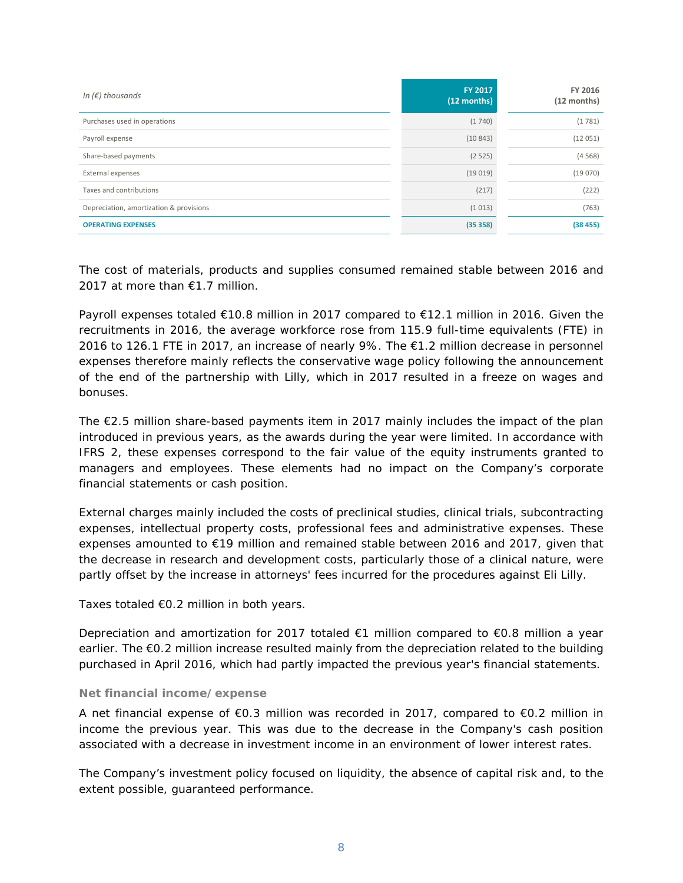| *In (€) thousands* | **FY 2017 (12 months)** | **FY 2016 (12 months)** |
|---|---|---|
| Purchases used in operations | (1 740) | (1 781) |
| Payroll expense | (10 843) | (12 051) |
| Share-based payments | (2 525) | (4 568) |
| External expenses | (19 019) | (19 070) |
| Taxes and contributions | (217) | (222) |
| Depreciation, amortization & provisions | (1 013) | (763) |
| **OPERATING EXPENSES** | **(35 358)** | **(38 455)** |

The cost of materials, products and supplies consumed remained stable between 2016 and 2017 at more than €1.7 million.

Payroll expenses totaled €10.8 million in 2017 compared to €12.1 million in 2016. Given the recruitments in 2016, the average workforce rose from 115.9 full-time equivalents (FTE) in 2016 to 126.1 FTE in 2017, an increase of nearly 9%. The €1.2 million decrease in personnel expenses therefore mainly reflects the conservative wage policy following the announcement of the end of the partnership with Lilly, which in 2017 resulted in a freeze on wages and bonuses.

The €2.5 million share-based payments item in 2017 mainly includes the impact of the plan introduced in previous years, as the awards during the year were limited. In accordance with IFRS 2, these expenses correspond to the fair value of the equity instruments granted to managers and employees. These elements had no impact on the Company's corporate financial statements or cash position.

External charges mainly included the costs of preclinical studies, clinical trials, subcontracting expenses, intellectual property costs, professional fees and administrative expenses. These expenses amounted to €19 million and remained stable between 2016 and 2017, given that the decrease in research and development costs, particularly those of a clinical nature, were partly offset by the increase in attorneys' fees incurred for the procedures against Eli Lilly.

Taxes totaled €0.2 million in both years.

Depreciation and amortization for 2017 totaled €1 million compared to €0.8 million a year earlier. The €0.2 million increase resulted mainly from the depreciation related to the building purchased in April 2016, which had partly impacted the previous year's financial statements.

### Net financial income/expense

A net financial expense of €0.3 million was recorded in 2017, compared to €0.2 million in income the previous year. This was due to the decrease in the Company's cash position associated with a decrease in investment income in an environment of lower interest rates.

The Company's investment policy focused on liquidity, the absence of capital risk and, to the extent possible, guaranteed performance.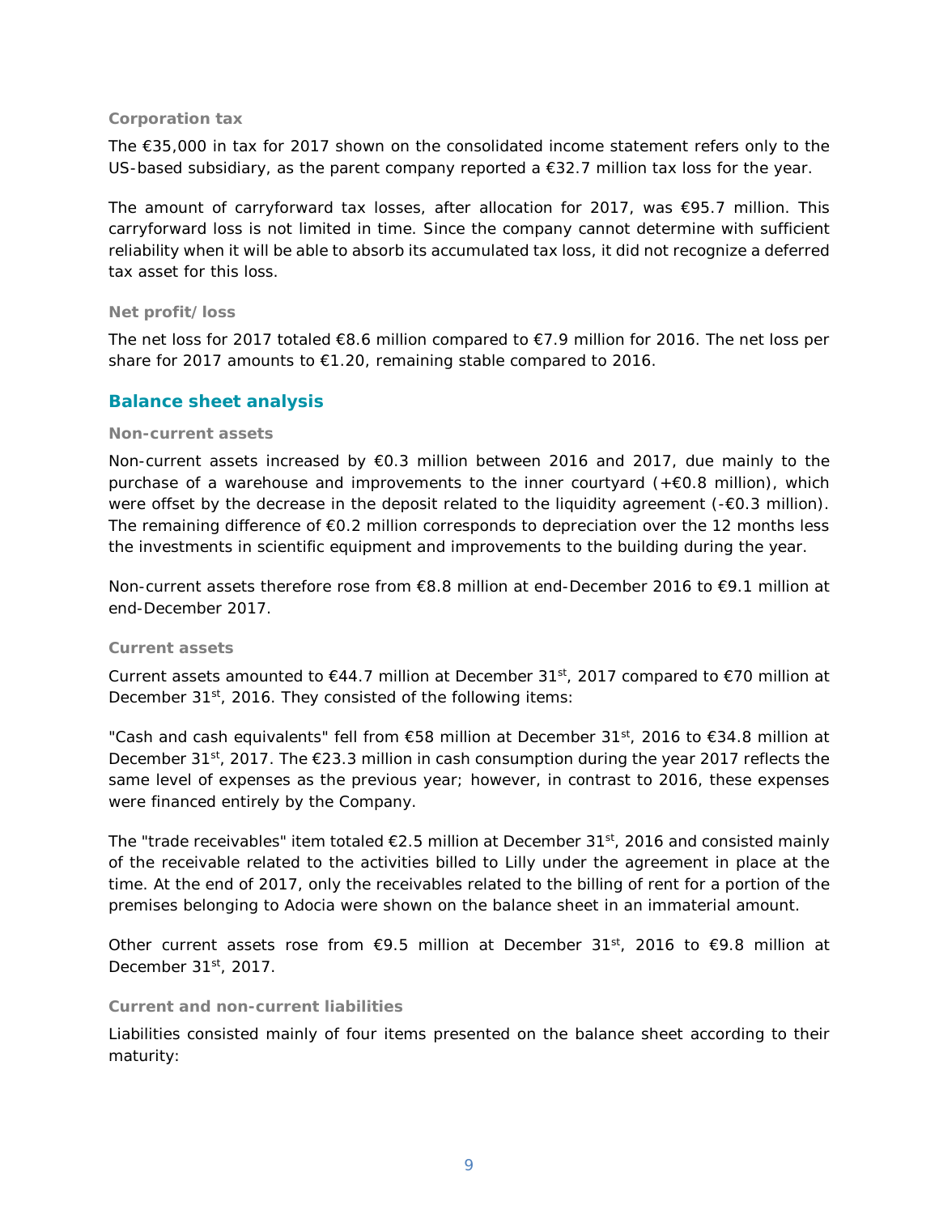### Corporation tax

The €35,000 in tax for 2017 shown on the consolidated income statement refers only to the US-based subsidiary, as the parent company reported a €32.7 million tax loss for the year.

The amount of carryforward tax losses, after allocation for 2017, was €95.7 million. This carryforward loss is not limited in time. Since the company cannot determine with sufficient reliability when it will be able to absorb its accumulated tax loss, it did not recognize a deferred tax asset for this loss.

### Net profit/loss

The net loss for 2017 totaled €8.6 million compared to €7.9 million for 2016. The net loss per share for 2017 amounts to €1.20, remaining stable compared to 2016.

## Balance sheet analysis

### Non-current assets

Non-current assets increased by €0.3 million between 2016 and 2017, due mainly to the purchase of a warehouse and improvements to the inner courtyard (+€0.8 million), which were offset by the decrease in the deposit related to the liquidity agreement (-€0.3 million). The remaining difference of €0.2 million corresponds to depreciation over the 12 months less the investments in scientific equipment and improvements to the building during the year.

Non-current assets therefore rose from €8.8 million at end-December 2016 to €9.1 million at end-December 2017.

### Current assets

Current assets amounted to €44.7 million at December 31st, 2017 compared to €70 million at December 31st, 2016. They consisted of the following items:

"Cash and cash equivalents" fell from €58 million at December 31st, 2016 to €34.8 million at December 31st, 2017. The €23.3 million in cash consumption during the year 2017 reflects the same level of expenses as the previous year; however, in contrast to 2016, these expenses were financed entirely by the Company.

The "trade receivables" item totaled €2.5 million at December 31st, 2016 and consisted mainly of the receivable related to the activities billed to Lilly under the agreement in place at the time. At the end of 2017, only the receivables related to the billing of rent for a portion of the premises belonging to Adocia were shown on the balance sheet in an immaterial amount.

Other current assets rose from €9.5 million at December 31st, 2016 to €9.8 million at December 31st, 2017.

### Current and non-current liabilities

Liabilities consisted mainly of four items presented on the balance sheet according to their maturity: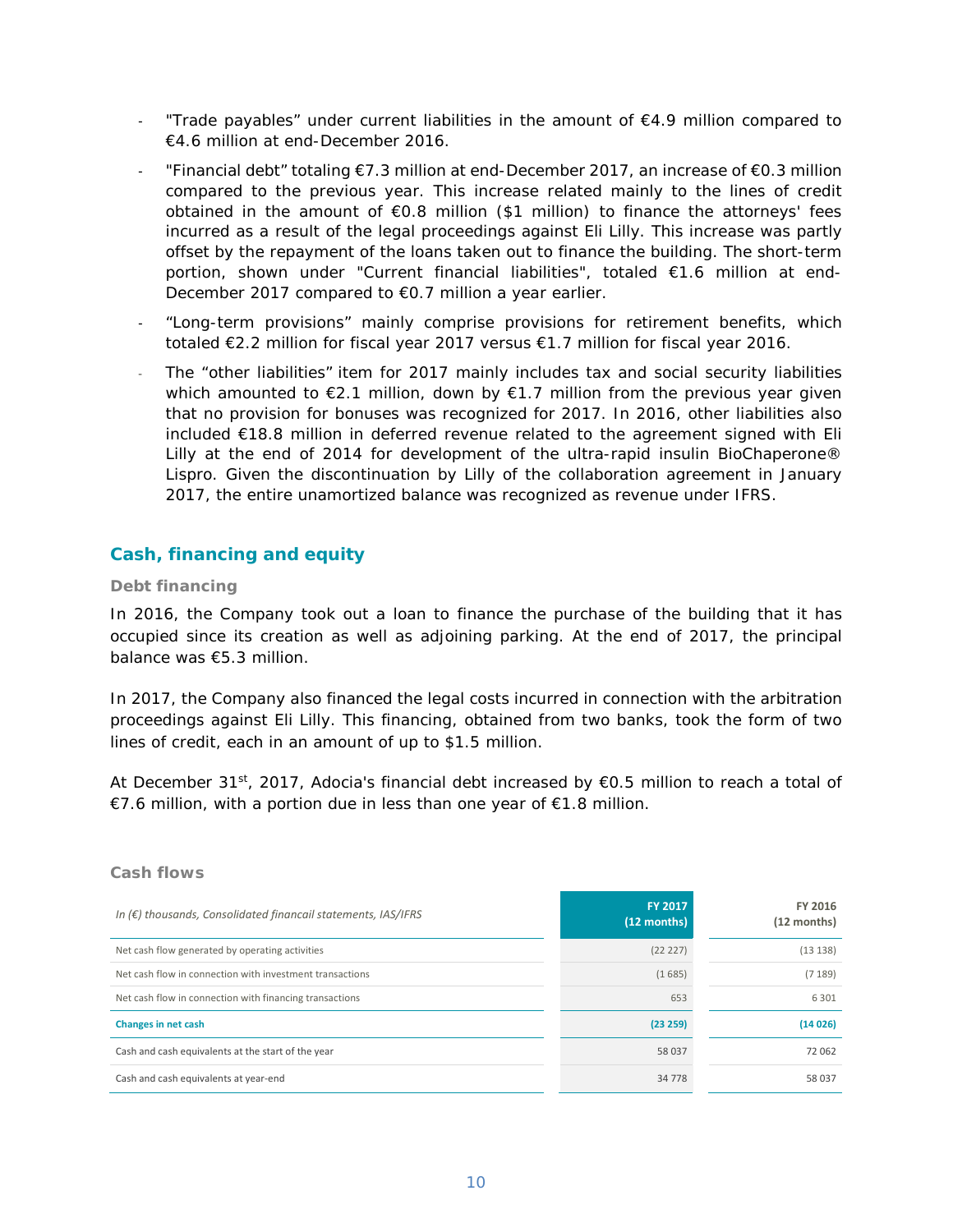- "Trade payables" under current liabilities in the amount of €4.9 million compared to €4.6 million at end-December 2016.
- "Financial debt" totaling €7.3 million at end-December 2017, an increase of €0.3 million compared to the previous year. This increase related mainly to the lines of credit obtained in the amount of €0.8 million ($1 million) to finance the attorneys' fees incurred as a result of the legal proceedings against Eli Lilly. This increase was partly offset by the repayment of the loans taken out to finance the building. The short-term portion, shown under "Current financial liabilities", totaled €1.6 million at end-December 2017 compared to €0.7 million a year earlier.
- "Long-term provisions" mainly comprise provisions for retirement benefits, which totaled €2.2 million for fiscal year 2017 versus €1.7 million for fiscal year 2016.
- The "other liabilities" item for 2017 mainly includes tax and social security liabilities which amounted to €2.1 million, down by €1.7 million from the previous year given that no provision for bonuses was recognized for 2017. In 2016, other liabilities also included €18.8 million in deferred revenue related to the agreement signed with Eli Lilly at the end of 2014 for development of the ultra-rapid insulin BioChaperone® Lispro. Given the discontinuation by Lilly of the collaboration agreement in January 2017, the entire unamortized balance was recognized as revenue under IFRS.

## Cash, financing and equity

### Debt financing

In 2016, the Company took out a loan to finance the purchase of the building that it has occupied since its creation as well as adjoining parking. At the end of 2017, the principal balance was €5.3 million.

In 2017, the Company also financed the legal costs incurred in connection with the arbitration proceedings against Eli Lilly. This financing, obtained from two banks, took the form of two lines of credit, each in an amount of up to $1.5 million.

At December 31st, 2017, Adocia's financial debt increased by €0.5 million to reach a total of €7.6 million, with a portion due in less than one year of €1.8 million.

### Cash flows

| *In (€) thousands, Consolidated financail statements, IAS/IFRS* | **FY 2017 (12 months)** | **FY 2016 (12 months)** |
|---|---|---|
| Net cash flow generated by operating activities | (22 227) | (13 138) |
| Net cash flow in connection with investment transactions | (1 685) | (7 189) |
| Net cash flow in connection with financing transactions | 653 | 6 301 |
| **Changes in net cash** | **(23 259)** | **(14 026)** |
| Cash and cash equivalents at the start of the year | 58 037 | 72 062 |
| Cash and cash equivalents at year-end | 34 778 | 58 037 |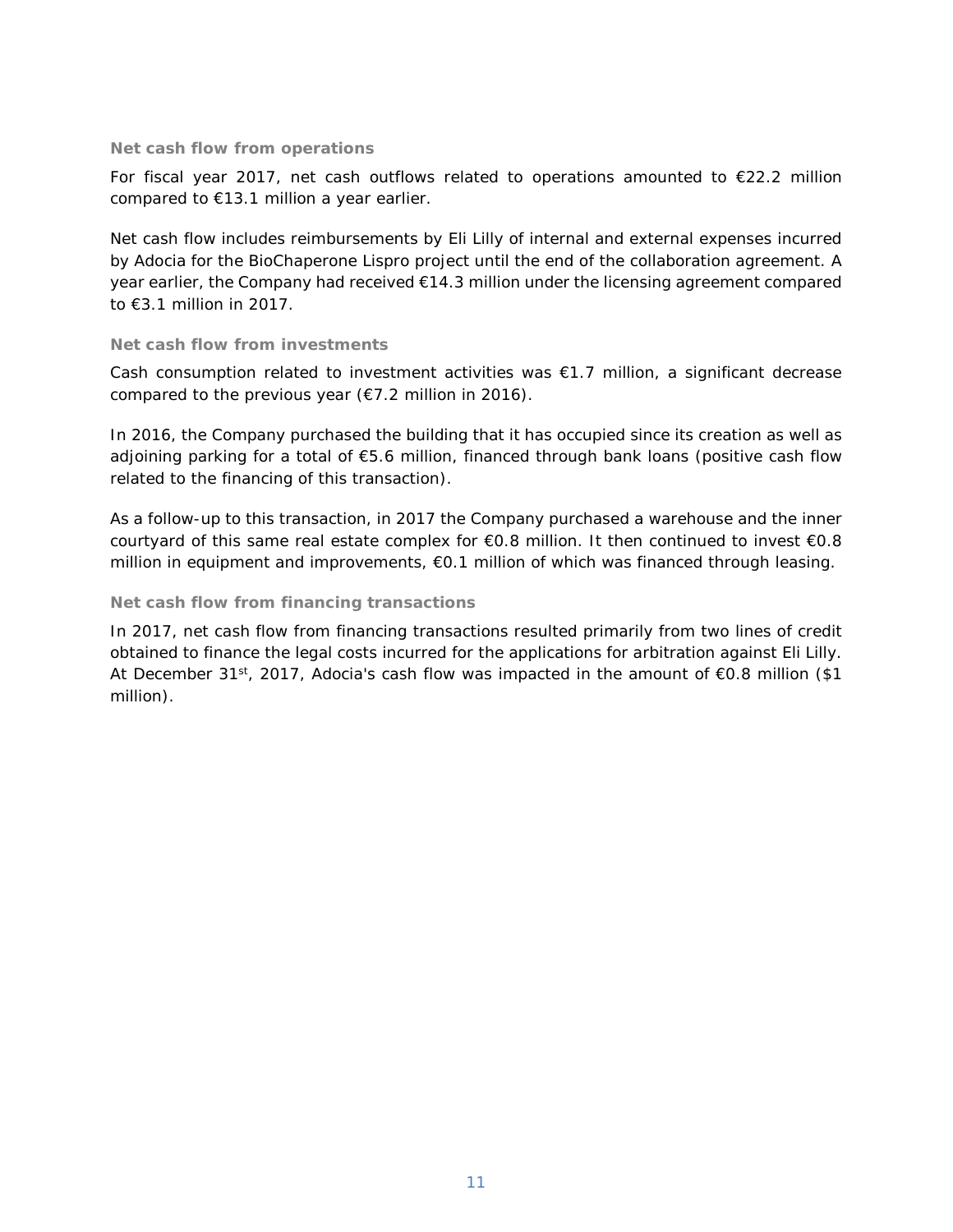### Net cash flow from operations

For fiscal year 2017, net cash outflows related to operations amounted to €22.2 million compared to €13.1 million a year earlier.

Net cash flow includes reimbursements by Eli Lilly of internal and external expenses incurred by Adocia for the BioChaperone Lispro project until the end of the collaboration agreement. A year earlier, the Company had received €14.3 million under the licensing agreement compared to €3.1 million in 2017.

### Net cash flow from investments

Cash consumption related to investment activities was €1.7 million, a significant decrease compared to the previous year (€7.2 million in 2016).

In 2016, the Company purchased the building that it has occupied since its creation as well as adjoining parking for a total of €5.6 million, financed through bank loans (positive cash flow related to the financing of this transaction).

As a follow-up to this transaction, in 2017 the Company purchased a warehouse and the inner courtyard of this same real estate complex for €0.8 million. It then continued to invest €0.8 million in equipment and improvements, €0.1 million of which was financed through leasing.

### Net cash flow from financing transactions

In 2017, net cash flow from financing transactions resulted primarily from two lines of credit obtained to finance the legal costs incurred for the applications for arbitration against Eli Lilly. At December 31st, 2017, Adocia's cash flow was impacted in the amount of €0.8 million ($1 million).